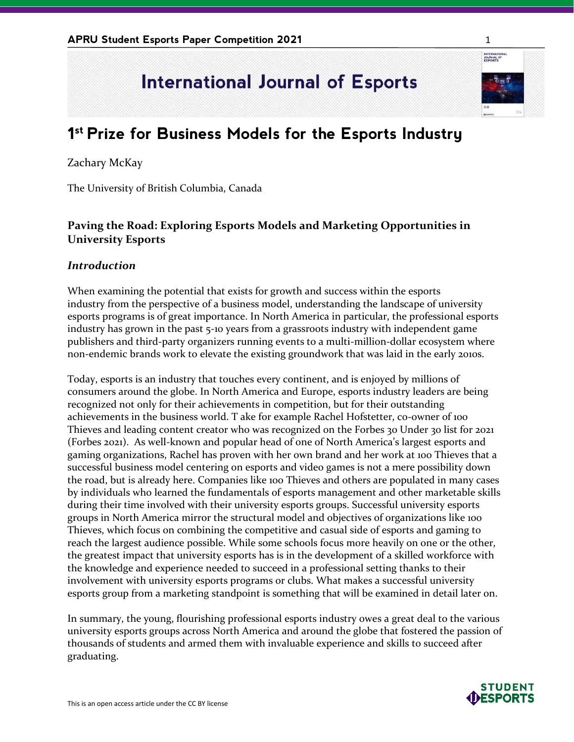# International Journal of Esports

## 1st Prize for Business Models for the Esports Industry

Zachary McKay

The University of British Columbia, Canada

### Paving the Road: Exploring Esports Models and Marketing Opportunities in University Esports

#### *Introduction*

When examining the potential that exists for growth and success within the esports industry from the perspective of a business model, understanding the landscape of university esports programs is of great importance. In North America in particular, the professional esports industry has grown in the past 5-10 years from a grassroots industry with independent game publishers and third-party organizers running events to a multi-million-dollar ecosystem where non-endemic brands work to elevate the existing groundwork that was laid in the early 2010s.

Today, esports is an industry that touches every continent, and is enjoyed by millions of consumers around the globe. In North America and Europe, esports industry leaders are being recognized not only for their achievements in competition, but for their outstanding achievements in the business world. T ake for example Rachel Hofstetter, co-owner of 100 Thieves and leading content creator who was recognized on the Forbes 30 Under 30 list for 2021 (Forbes 2021). As well-known and popular head of one of North America's largest esports and gaming organizations, Rachel has proven with her own brand and her work at 100 Thieves that a successful business model centering on esports and video games is not a mere possibility down the road, but is already here. Companies like 100 Thieves and others are populated in many cases by individuals who learned the fundamentals of esports management and other marketable skills during their time involved with their university esports groups. Successful university esports groups in North America mirror the structural model and objectives of organizations like 100 Thieves, which focus on combining the competitive and casual side of esports and gaming to reach the largest audience possible. While some schools focus more heavily on one or the other, the greatest impact that university esports has is in the development of a skilled workforce with the knowledge and experience needed to succeed in a professional setting thanks to their involvement with university esports programs or clubs. What makes a successful university esports group from a marketing standpoint is something that will be examined in detail later on.

In summary, the young, flourishing professional esports industry owes a great deal to the various university esports groups across North America and around the globe that fostered the passion of thousands of students and armed them with invaluable experience and skills to succeed after graduating.

This is an open access article under the CC BY license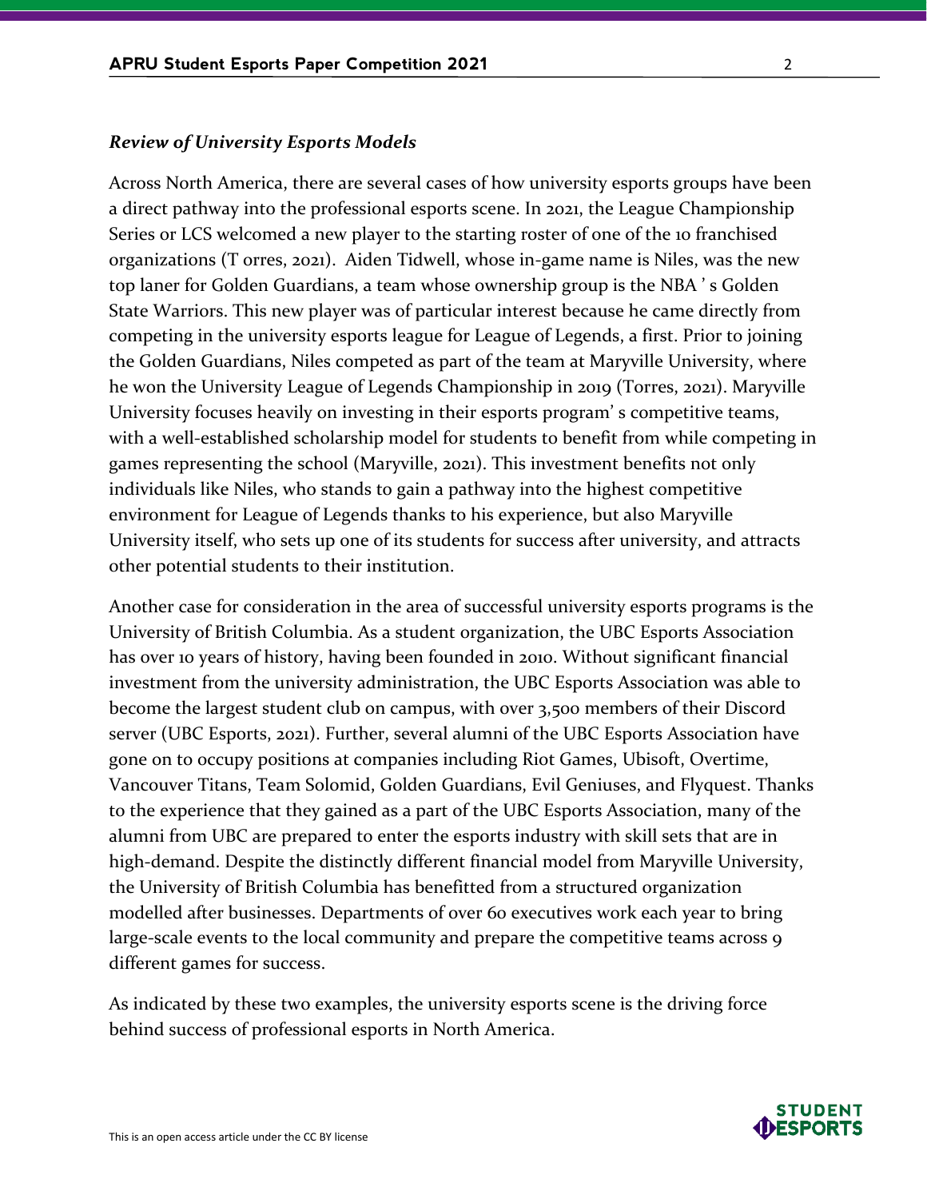***Review of University Esports Models***

Across North America, there are several cases of how university esports groups have been a direct pathway into the professional esports scene. In 2021, the League Championship Series or LCS welcomed a new player to the starting roster of one of the 10 franchised organizations (T orres, 2021). Aiden Tidwell, whose in-game name is Niles, was the new top laner for Golden Guardians, a team whose ownership group is the NBA ' s Golden State Warriors. This new player was of particular interest because he came directly from competing in the university esports league for League of Legends, a first. Prior to joining the Golden Guardians, Niles competed as part of the team at Maryville University, where he won the University League of Legends Championship in 2019 (Torres, 2021). Maryville University focuses heavily on investing in their esports program' s competitive teams, with a well-established scholarship model for students to benefit from while competing in games representing the school (Maryville, 2021). This investment benefits not only individuals like Niles, who stands to gain a pathway into the highest competitive environment for League of Legends thanks to his experience, but also Maryville University itself, who sets up one of its students for success after university, and attracts other potential students to their institution.

Another case for consideration in the area of successful university esports programs is the University of British Columbia. As a student organization, the UBC Esports Association has over 10 years of history, having been founded in 2010. Without significant financial investment from the university administration, the UBC Esports Association was able to become the largest student club on campus, with over 3,500 members of their Discord server (UBC Esports, 2021). Further, several alumni of the UBC Esports Association have gone on to occupy positions at companies including Riot Games, Ubisoft, Overtime, Vancouver Titans, Team Solomid, Golden Guardians, Evil Geniuses, and Flyquest. Thanks to the experience that they gained as a part of the UBC Esports Association, many of the alumni from UBC are prepared to enter the esports industry with skill sets that are in high-demand. Despite the distinctly different financial model from Maryville University, the University of British Columbia has benefitted from a structured organization modelled after businesses. Departments of over 60 executives work each year to bring large-scale events to the local community and prepare the competitive teams across 9 different games for success.

As indicated by these two examples, the university esports scene is the driving force behind success of professional esports in North America.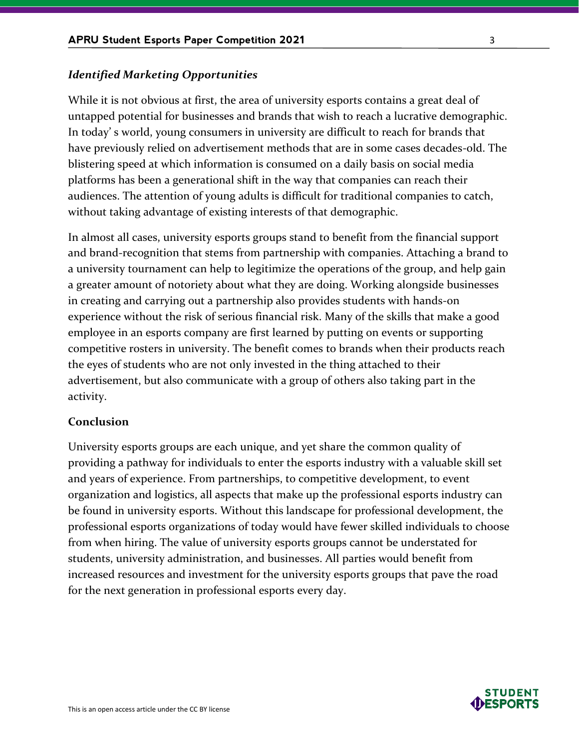### *Identified Marketing Opportunities*

While it is not obvious at first, the area of university esports contains a great deal of untapped potential for businesses and brands that wish to reach a lucrative demographic. In today' s world, young consumers in university are difficult to reach for brands that have previously relied on advertisement methods that are in some cases decades-old. The blistering speed at which information is consumed on a daily basis on social media platforms has been a generational shift in the way that companies can reach their audiences. The attention of young adults is difficult for traditional companies to catch, without taking advantage of existing interests of that demographic.

In almost all cases, university esports groups stand to benefit from the financial support and brand-recognition that stems from partnership with companies. Attaching a brand to a university tournament can help to legitimize the operations of the group, and help gain a greater amount of notoriety about what they are doing. Working alongside businesses in creating and carrying out a partnership also provides students with hands-on experience without the risk of serious financial risk. Many of the skills that make a good employee in an esports company are first learned by putting on events or supporting competitive rosters in university. The benefit comes to brands when their products reach the eyes of students who are not only invested in the thing attached to their advertisement, but also communicate with a group of others also taking part in the activity.

## Conclusion

University esports groups are each unique, and yet share the common quality of providing a pathway for individuals to enter the esports industry with a valuable skill set and years of experience. From partnerships, to competitive development, to event organization and logistics, all aspects that make up the professional esports industry can be found in university esports. Without this landscape for professional development, the professional esports organizations of today would have fewer skilled individuals to choose from when hiring. The value of university esports groups cannot be understated for students, university administration, and businesses. All parties would benefit from increased resources and investment for the university esports groups that pave the road for the next generation in professional esports every day.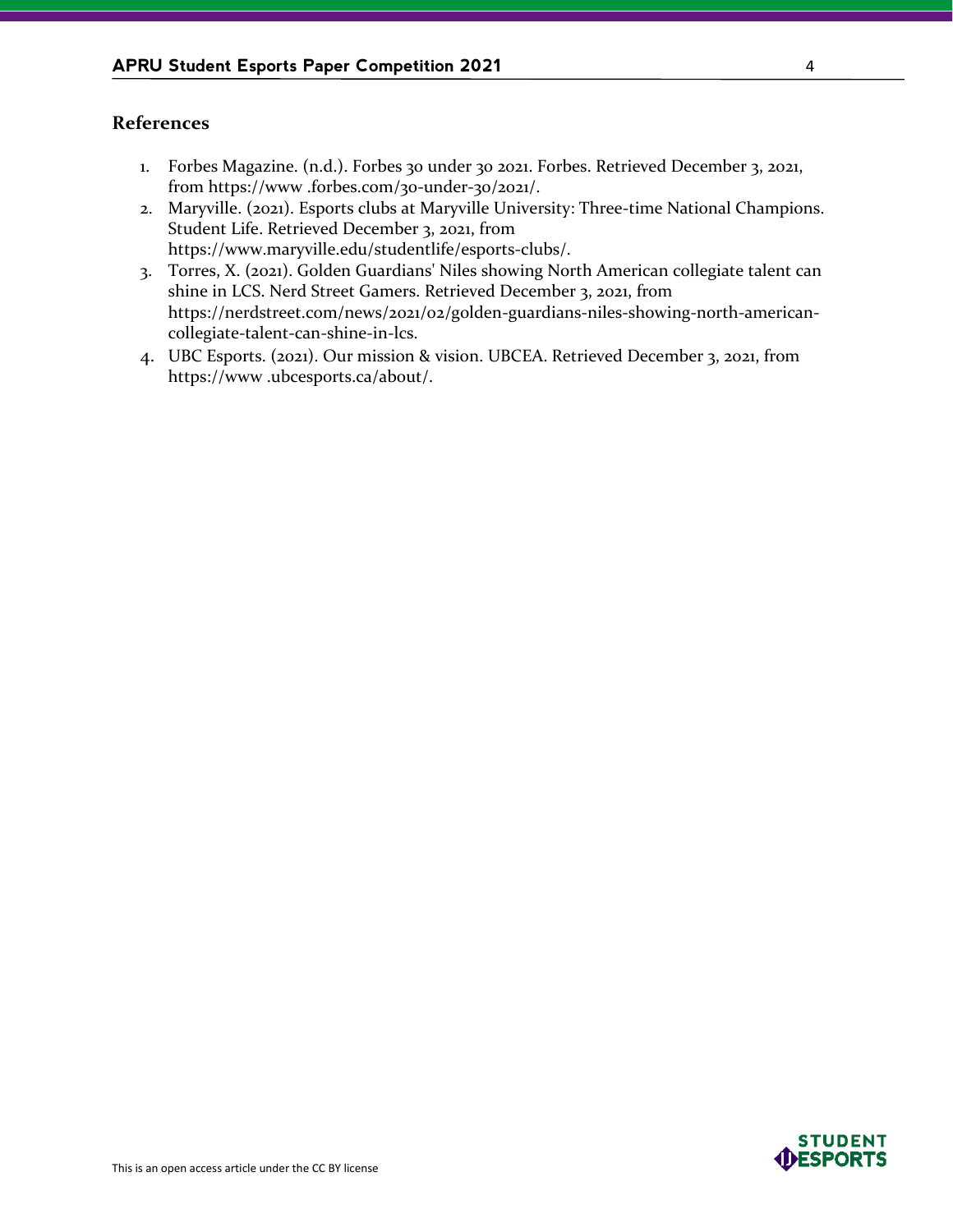## References

1. Forbes Magazine. (n.d.). Forbes 30 under 30 2021. Forbes. Retrieved December 3, 2021, from https://www .forbes.com/30-under-30/2021/.
2. Maryville. (2021). Esports clubs at Maryville University: Three-time National Champions. Student Life. Retrieved December 3, 2021, from https://www.maryville.edu/studentlife/esports-clubs/.
3. Torres, X. (2021). Golden Guardians' Niles showing North American collegiate talent can shine in LCS. Nerd Street Gamers. Retrieved December 3, 2021, from https://nerdstreet.com/news/2021/02/golden-guardians-niles-showing-north-american-collegiate-talent-can-shine-in-lcs.
4. UBC Esports. (2021). Our mission & vision. UBCEA. Retrieved December 3, 2021, from https://www .ubcesports.ca/about/.

This is an open access article under the CC BY license